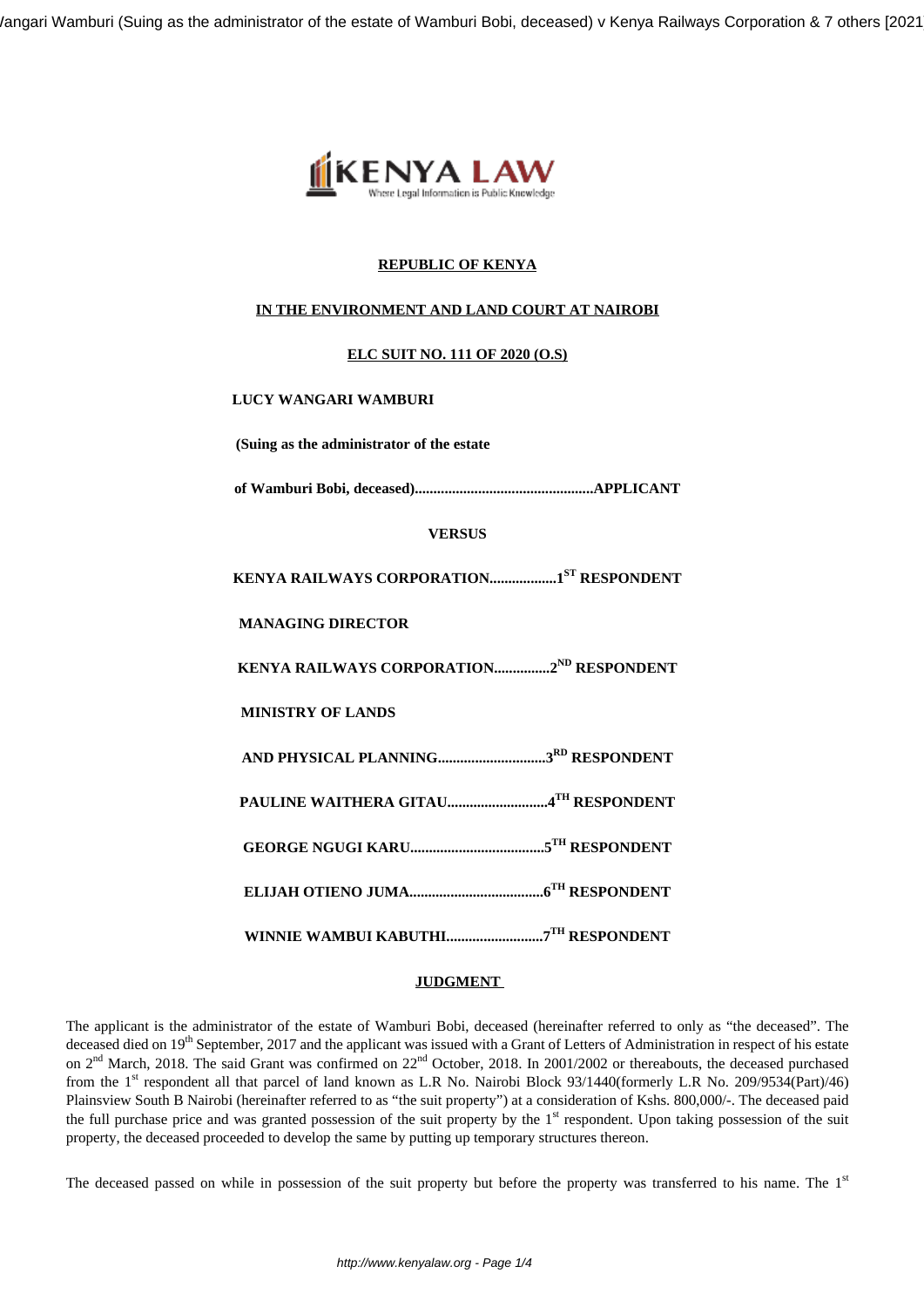**REPUBLIC OF KENYA**

**IN THE ENVIRONMENT AND LAND COURT AT NAIROBI**

**ELC SUIT NO. 111 OF 2020 (O.S)**

**LUCY WANGARI WAMBURI**

**(Suing as the administrator of the estate**

**of Wamburi Bobi, deceased)................................................APPLICANT**

**VERSUS**

**KENYA RAILWAYS CORPORATION.................1ST RESPONDENT**

**MANAGING DIRECTOR**

**KENYA RAILWAYS CORPORATION...............2ND RESPONDENT**

**MINISTRY OF LANDS**

**AND PHYSICAL PLANNING.............................3RD RESPONDENT**

**PAULINE WAITHERA GITAU...........................4TH RESPONDENT**

**GEORGE NGUGI KARU....................................5TH RESPONDENT**

**ELIJAH OTIENO JUMA....................................6TH RESPONDENT**

**WINNIE WAMBUI KABUTHI..........................7TH RESPONDENT**

**JUDGMENT**

The applicant is the administrator of the estate of Wamburi Bobi, deceased (hereinafter referred to only as "the deceased". The deceased died on 19th September, 2017 and the applicant was issued with a Grant of Letters of Administration in respect of his estate on 2nd March, 2018. The said Grant was confirmed on 22nd October, 2018. In 2001/2002 or thereabouts, the deceased purchased from the 1st respondent all that parcel of land known as L.R No. Nairobi Block 93/1440(formerly L.R No. 209/9534(Part)/46) Plainsview South B Nairobi (hereinafter referred to as "the suit property") at a consideration of Kshs. 800,000/-. The deceased paid the full purchase price and was granted possession of the suit property by the 1st respondent. Upon taking possession of the suit property, the deceased proceeded to develop the same by putting up temporary structures thereon.

The deceased passed on while in possession of the suit property but before the property was transferred to his name. The 1st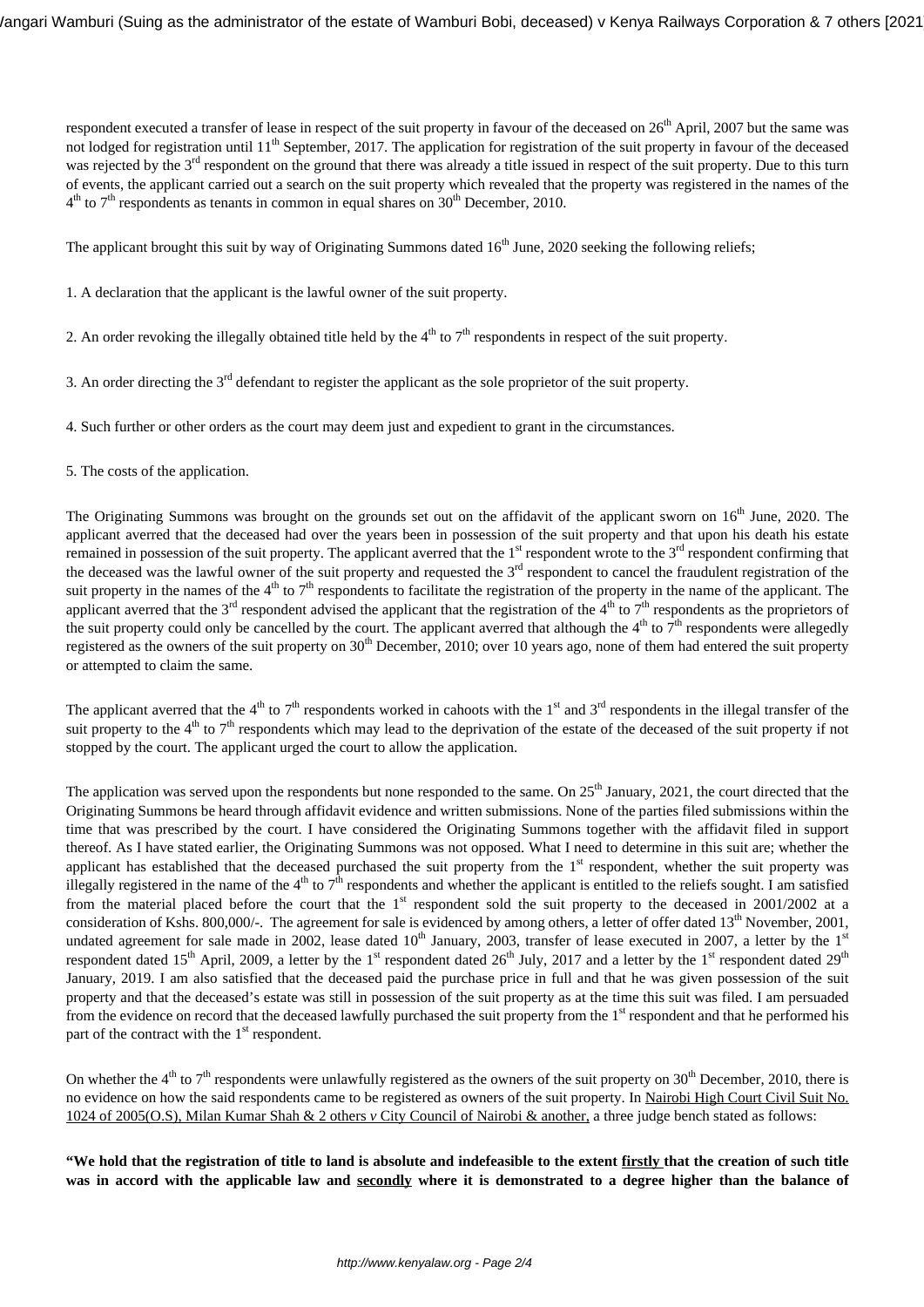respondent executed a transfer of lease in respect of the suit property in favour of the deceased on 26th April, 2007 but the same was not lodged for registration until 11th September, 2017. The application for registration of the suit property in favour of the deceased was rejected by the 3rd respondent on the ground that there was already a title issued in respect of the suit property. Due to this turn of events, the applicant carried out a search on the suit property which revealed that the property was registered in the names of the 4th to 7th respondents as tenants in common in equal shares on 30th December, 2010.

The applicant brought this suit by way of Originating Summons dated 16th June, 2020 seeking the following reliefs;

1. A declaration that the applicant is the lawful owner of the suit property.

2. An order revoking the illegally obtained title held by the 4th to 7th respondents in respect of the suit property.

3. An order directing the 3rd defendant to register the applicant as the sole proprietor of the suit property.

4. Such further or other orders as the court may deem just and expedient to grant in the circumstances.

5. The costs of the application.

The Originating Summons was brought on the grounds set out on the affidavit of the applicant sworn on 16th June, 2020. The applicant averred that the deceased had over the years been in possession of the suit property and that upon his death his estate remained in possession of the suit property. The applicant averred that the 1st respondent wrote to the 3rd respondent confirming that the deceased was the lawful owner of the suit property and requested the 3rd respondent to cancel the fraudulent registration of the suit property in the names of the 4th to 7th respondents to facilitate the registration of the property in the name of the applicant. The applicant averred that the 3rd respondent advised the applicant that the registration of the 4th to 7th respondents as the proprietors of the suit property could only be cancelled by the court. The applicant averred that although the 4th to 7th respondents were allegedly registered as the owners of the suit property on 30th December, 2010; over 10 years ago, none of them had entered the suit property or attempted to claim the same.

The applicant averred that the 4th to 7th respondents worked in cahoots with the 1st and 3rd respondents in the illegal transfer of the suit property to the 4th to 7th respondents which may lead to the deprivation of the estate of the deceased of the suit property if not stopped by the court. The applicant urged the court to allow the application.

The application was served upon the respondents but none responded to the same. On 25th January, 2021, the court directed that the Originating Summons be heard through affidavit evidence and written submissions. None of the parties filed submissions within the time that was prescribed by the court. I have considered the Originating Summons together with the affidavit filed in support thereof. As I have stated earlier, the Originating Summons was not opposed. What I need to determine in this suit are; whether the applicant has established that the deceased purchased the suit property from the 1st respondent, whether the suit property was illegally registered in the name of the 4th to 7th respondents and whether the applicant is entitled to the reliefs sought. I am satisfied from the material placed before the court that the 1st respondent sold the suit property to the deceased in 2001/2002 at a consideration of Kshs. 800,000/-. The agreement for sale is evidenced by among others, a letter of offer dated 13th November, 2001, undated agreement for sale made in 2002, lease dated 10th January, 2003, transfer of lease executed in 2007, a letter by the 1st respondent dated 15th April, 2009, a letter by the 1st respondent dated 26th July, 2017 and a letter by the 1st respondent dated 29th January, 2019. I am also satisfied that the deceased paid the purchase price in full and that he was given possession of the suit property and that the deceased's estate was still in possession of the suit property as at the time this suit was filed. I am persuaded from the evidence on record that the deceased lawfully purchased the suit property from the 1st respondent and that he performed his part of the contract with the 1st respondent.

On whether the 4th to 7th respondents were unlawfully registered as the owners of the suit property on 30th December, 2010, there is no evidence on how the said respondents came to be registered as owners of the suit property. In Nairobi High Court Civil Suit No. 1024 of 2005(O.S), Milan Kumar Shah & 2 others *v* City Council of Nairobi & another, a three judge bench stated as follows:

**"We hold that the registration of title to land is absolute and indefeasible to the extent firstly that the creation of such title was in accord with the applicable law and secondly where it is demonstrated to a degree higher than the balance of**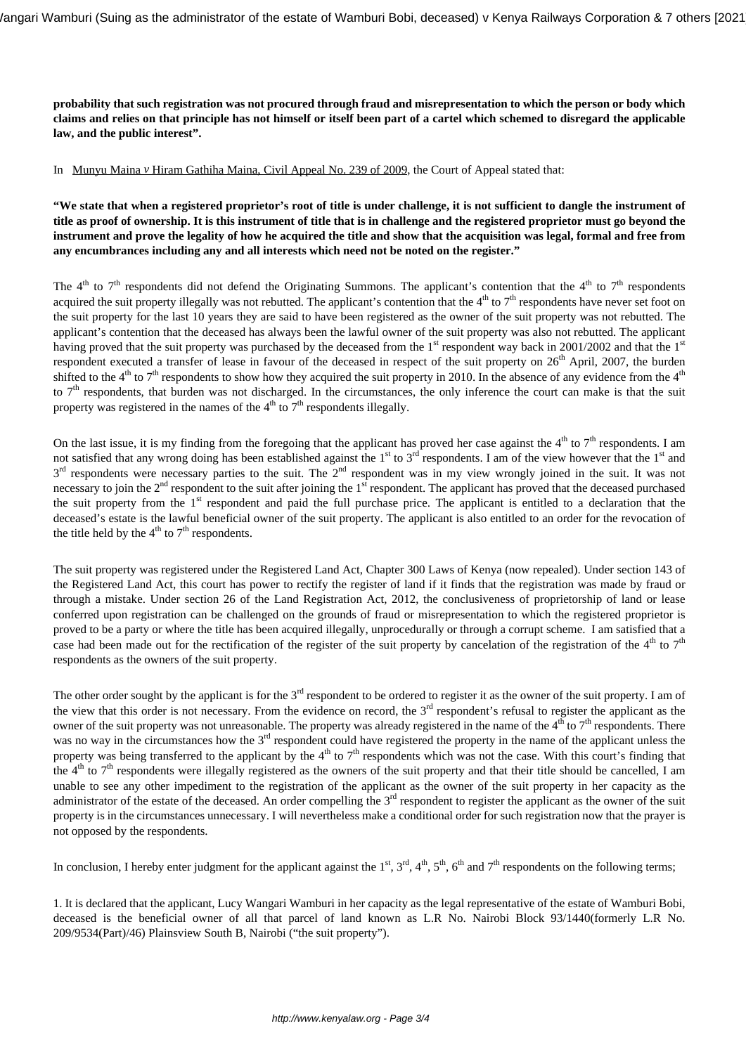**probability that such registration was not procured through fraud and misrepresentation to which the person or body which claims and relies on that principle has not himself or itself been part of a cartel which schemed to disregard the applicable law, and the public interest".**

In Munyu Maina *v* Hiram Gathiha Maina, Civil Appeal No. 239 of 2009, the Court of Appeal stated that:

**"We state that when a registered proprietor's root of title is under challenge, it is not sufficient to dangle the instrument of title as proof of ownership. It is this instrument of title that is in challenge and the registered proprietor must go beyond the instrument and prove the legality of how he acquired the title and show that the acquisition was legal, formal and free from any encumbrances including any and all interests which need not be noted on the register."**

The 4th to 7th respondents did not defend the Originating Summons. The applicant's contention that the 4th to 7th respondents acquired the suit property illegally was not rebutted. The applicant's contention that the 4th to 7th respondents have never set foot on the suit property for the last 10 years they are said to have been registered as the owner of the suit property was not rebutted. The applicant's contention that the deceased has always been the lawful owner of the suit property was also not rebutted. The applicant having proved that the suit property was purchased by the deceased from the 1st respondent way back in 2001/2002 and that the 1st respondent executed a transfer of lease in favour of the deceased in respect of the suit property on 26th April, 2007, the burden shifted to the 4th to 7th respondents to show how they acquired the suit property in 2010. In the absence of any evidence from the 4th to 7th respondents, that burden was not discharged. In the circumstances, the only inference the court can make is that the suit property was registered in the names of the 4th to 7th respondents illegally.

On the last issue, it is my finding from the foregoing that the applicant has proved her case against the 4th to 7th respondents. I am not satisfied that any wrong doing has been established against the 1st to 3rd respondents. I am of the view however that the 1st and 3rd respondents were necessary parties to the suit. The 2nd respondent was in my view wrongly joined in the suit. It was not necessary to join the 2nd respondent to the suit after joining the 1st respondent. The applicant has proved that the deceased purchased the suit property from the 1st respondent and paid the full purchase price. The applicant is entitled to a declaration that the deceased's estate is the lawful beneficial owner of the suit property. The applicant is also entitled to an order for the revocation of the title held by the 4th to 7th respondents.

The suit property was registered under the Registered Land Act, Chapter 300 Laws of Kenya (now repealed). Under section 143 of the Registered Land Act, this court has power to rectify the register of land if it finds that the registration was made by fraud or through a mistake. Under section 26 of the Land Registration Act, 2012, the conclusiveness of proprietorship of land or lease conferred upon registration can be challenged on the grounds of fraud or misrepresentation to which the registered proprietor is proved to be a party or where the title has been acquired illegally, unprocedurally or through a corrupt scheme. I am satisfied that a case had been made out for the rectification of the register of the suit property by cancelation of the registration of the 4th to 7th respondents as the owners of the suit property.

The other order sought by the applicant is for the 3rd respondent to be ordered to register it as the owner of the suit property. I am of the view that this order is not necessary. From the evidence on record, the 3rd respondent's refusal to register the applicant as the owner of the suit property was not unreasonable. The property was already registered in the name of the 4th to 7th respondents. There was no way in the circumstances how the 3rd respondent could have registered the property in the name of the applicant unless the property was being transferred to the applicant by the 4th to 7th respondents which was not the case. With this court's finding that the 4th to 7th respondents were illegally registered as the owners of the suit property and that their title should be cancelled, I am unable to see any other impediment to the registration of the applicant as the owner of the suit property in her capacity as the administrator of the estate of the deceased. An order compelling the 3rd respondent to register the applicant as the owner of the suit property is in the circumstances unnecessary. I will nevertheless make a conditional order for such registration now that the prayer is not opposed by the respondents.

In conclusion, I hereby enter judgment for the applicant against the 1st, 3rd, 4th, 5th, 6th and 7th respondents on the following terms;

1. It is declared that the applicant, Lucy Wangari Wamburi in her capacity as the legal representative of the estate of Wamburi Bobi, deceased is the beneficial owner of all that parcel of land known as L.R No. Nairobi Block 93/1440(formerly L.R No. 209/9534(Part)/46) Plainsview South B, Nairobi ("the suit property").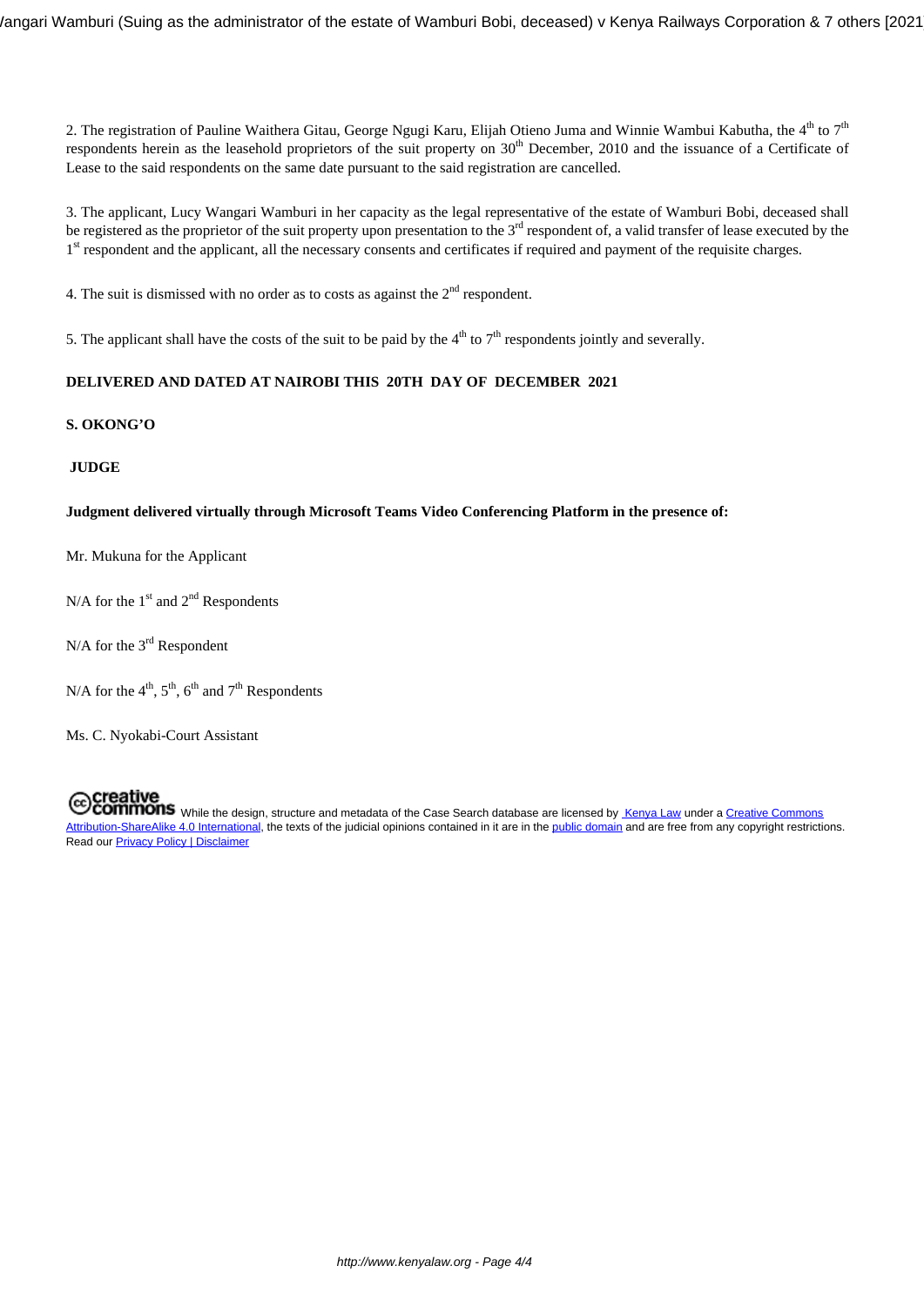2. The registration of Pauline Waithera Gitau, George Ngugi Karu, Elijah Otieno Juma and Winnie Wambui Kabutha, the 4th to 7th respondents herein as the leasehold proprietors of the suit property on 30th December, 2010 and the issuance of a Certificate of Lease to the said respondents on the same date pursuant to the said registration are cancelled.

3. The applicant, Lucy Wangari Wamburi in her capacity as the legal representative of the estate of Wamburi Bobi, deceased shall be registered as the proprietor of the suit property upon presentation to the 3rd respondent of, a valid transfer of lease executed by the 1st respondent and the applicant, all the necessary consents and certificates if required and payment of the requisite charges.

4. The suit is dismissed with no order as to costs as against the 2nd respondent.

5. The applicant shall have the costs of the suit to be paid by the 4th to 7th respondents jointly and severally.

**DELIVERED AND DATED AT NAIROBI THIS 20TH DAY OF DECEMBER 2021**

**S. OKONG'O**

**JUDGE**

**Judgment delivered virtually through Microsoft Teams Video Conferencing Platform in the presence of:**

Mr. Mukuna for the Applicant

N/A for the 1st and 2nd Respondents

N/A for the 3rd Respondent

N/A for the 4th, 5th, 6th and 7th Respondents

Ms. C. Nyokabi-Court Assistant

While the design, structure and metadata of the Case Search database are licensed by Kenya Law under a Creative Commons Attribution-ShareAlike 4.0 International, the texts of the judicial opinions contained in it are in the public domain and are free from any copyright restrictions. Read our Privacy Policy | Disclaimer